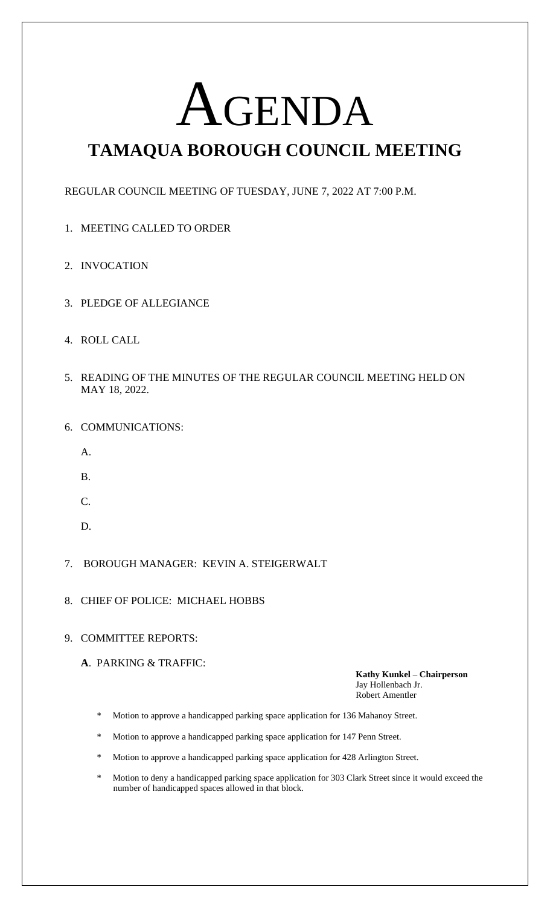# AGENDA

## TAMAQUA BOROUGH COUNCIL MEETING

REGULAR COUNCIL MEETING OF TUESDAY, JUNE 7, 2022 AT 7:00 P.M.

1. MEETING CALLED TO ORDER

2. INVOCATION

3. PLEDGE OF ALLEGIANCE

4. ROLL CALL

5. READING OF THE MINUTES OF THE REGULAR COUNCIL MEETING HELD ON MAY 18, 2022.

6. COMMUNICATIONS:

   A.

   B.

   C.

   D.

7. BOROUGH MANAGER: KEVIN A. STEIGERWALT

8. CHIEF OF POLICE: MICHAEL HOBBS

9. COMMITTEE REPORTS:

   **A**. PARKING & TRAFFIC:

   **Kathy Kunkel – Chairperson**
   Jay Hollenbach Jr.
   Robert Amentler

   * Motion to approve a handicapped parking space application for 136 Mahanoy Street.

   * Motion to approve a handicapped parking space application for 147 Penn Street.

   * Motion to approve a handicapped parking space application for 428 Arlington Street.

   * Motion to deny a handicapped parking space application for 303 Clark Street since it would exceed the number of handicapped spaces allowed in that block.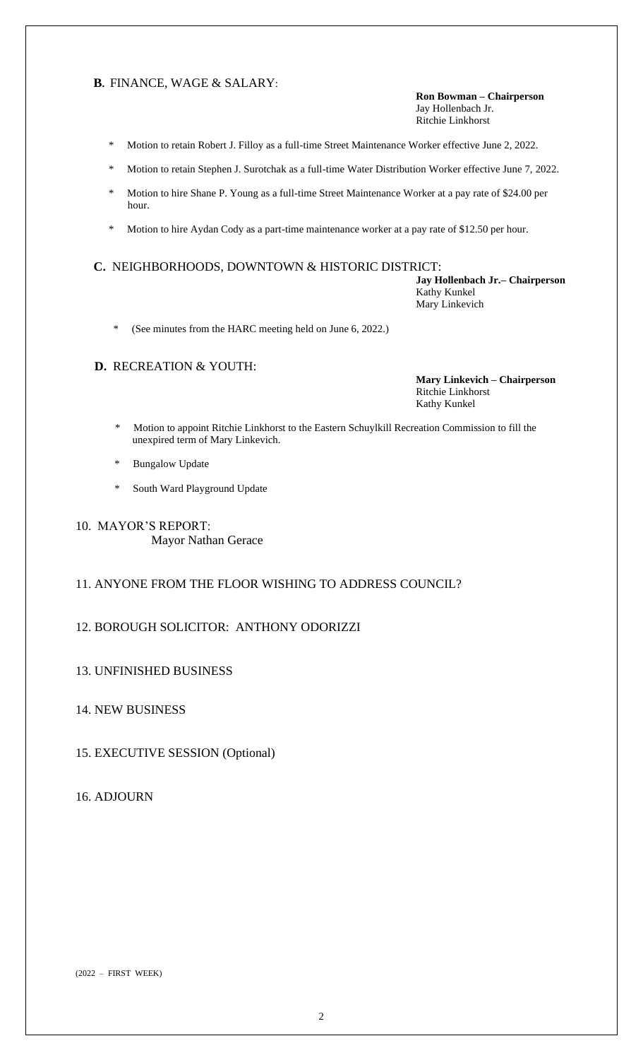**B.** FINANCE, WAGE & SALARY:

**Ron Bowman – Chairperson**
Jay Hollenbach Jr.
Ritchie Linkhorst

* Motion to retain Robert J. Filloy as a full-time Street Maintenance Worker effective June 2, 2022.
* Motion to retain Stephen J. Surotchak as a full-time Water Distribution Worker effective June 7, 2022.
* Motion to hire Shane P. Young as a full-time Street Maintenance Worker at a pay rate of $24.00 per hour.
* Motion to hire Aydan Cody as a part-time maintenance worker at a pay rate of $12.50 per hour.

**C.** NEIGHBORHOODS, DOWNTOWN & HISTORIC DISTRICT:

**Jay Hollenbach Jr.– Chairperson**
Kathy Kunkel
Mary Linkevich

* (See minutes from the HARC meeting held on June 6, 2022.)

**D.** RECREATION & YOUTH:

**Mary Linkevich – Chairperson**
Ritchie Linkhorst
Kathy Kunkel

* Motion to appoint Ritchie Linkhorst to the Eastern Schuylkill Recreation Commission to fill the unexpired term of Mary Linkevich.
* Bungalow Update
* South Ward Playground Update

10. MAYOR'S REPORT:
Mayor Nathan Gerace

11. ANYONE FROM THE FLOOR WISHING TO ADDRESS COUNCIL?

12. BOROUGH SOLICITOR: ANTHONY ODORIZZI

13. UNFINISHED BUSINESS

14. NEW BUSINESS

15. EXECUTIVE SESSION (Optional)

16. ADJOURN

(2022 – FIRST WEEK)